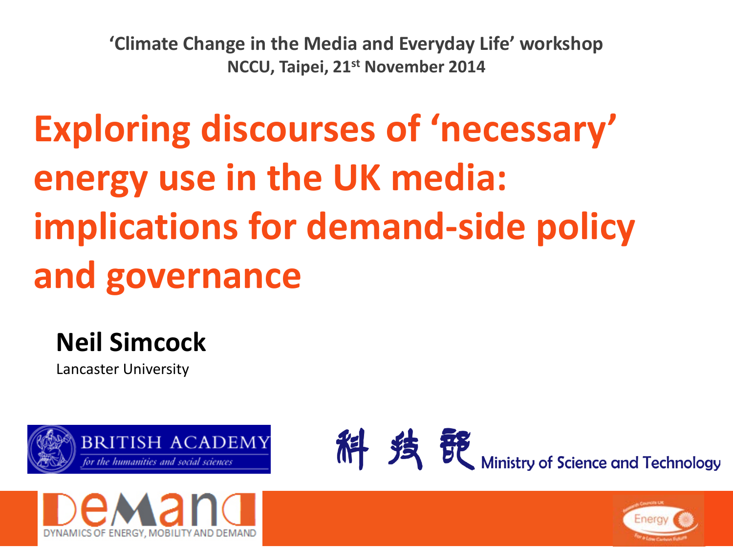'Climate Change in the Media and Everyday Life' workshop
NCCU, Taipei, 21st November 2014

# Exploring discourses of 'necessary' energy use in the UK media: implications for demand-side policy and governance

**Neil Simcock**

Lancaster University

BRITISH ACADEMY
*for the humanities and social sciences*

科技部 Ministry of Science and Technology

DEMAND
DYNAMICS OF ENERGY, MOBILITY AND DEMAND

Energy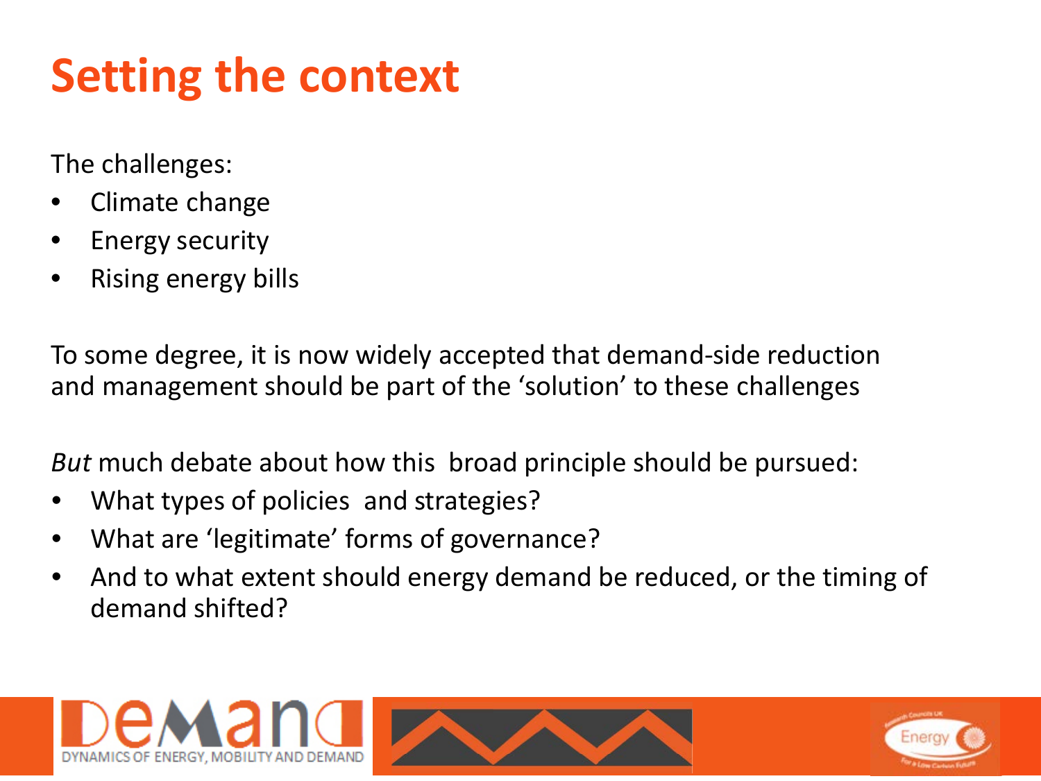# Setting the context

The challenges:

- Climate change
- Energy security
- Rising energy bills

To some degree, it is now widely accepted that demand-side reduction and management should be part of the 'solution' to these challenges

*But* much debate about how this broad principle should be pursued:

- What types of policies and strategies?
- What are 'legitimate' forms of governance?
- And to what extent should energy demand be reduced, or the timing of demand shifted?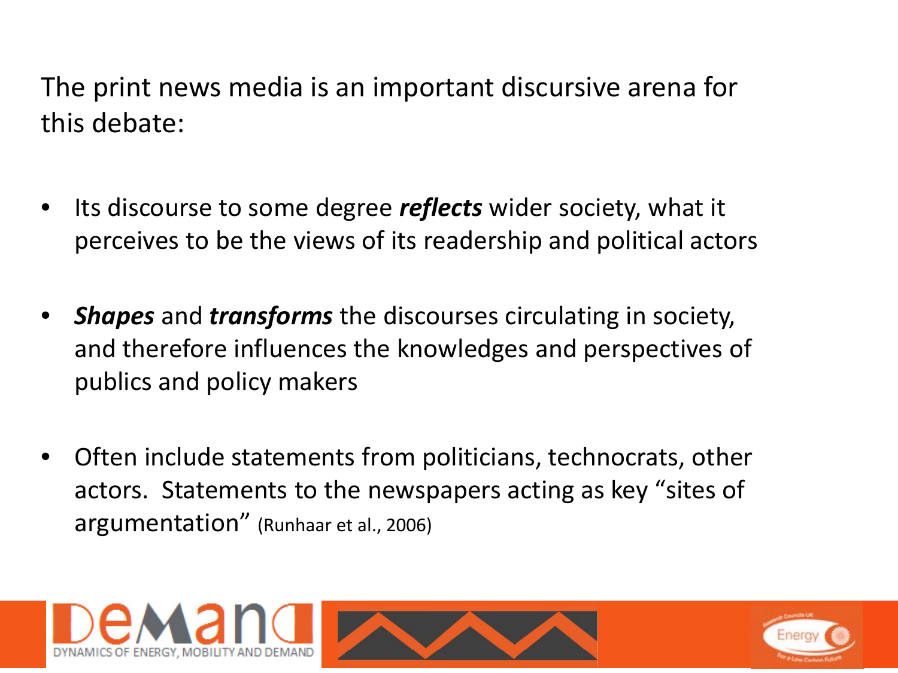The print news media is an important discursive arena for this debate:

- Its discourse to some degree ***reflects*** wider society, what it perceives to be the views of its readership and political actors
- ***Shapes*** and ***transforms*** the discourses circulating in society, and therefore influences the knowledges and perspectives of publics and policy makers
- Often include statements from politicians, technocrats, other actors. Statements to the newspapers acting as key "sites of argumentation" (Runhaar et al., 2006)

DEMAND
DYNAMICS OF ENERGY, MOBILITY AND DEMAND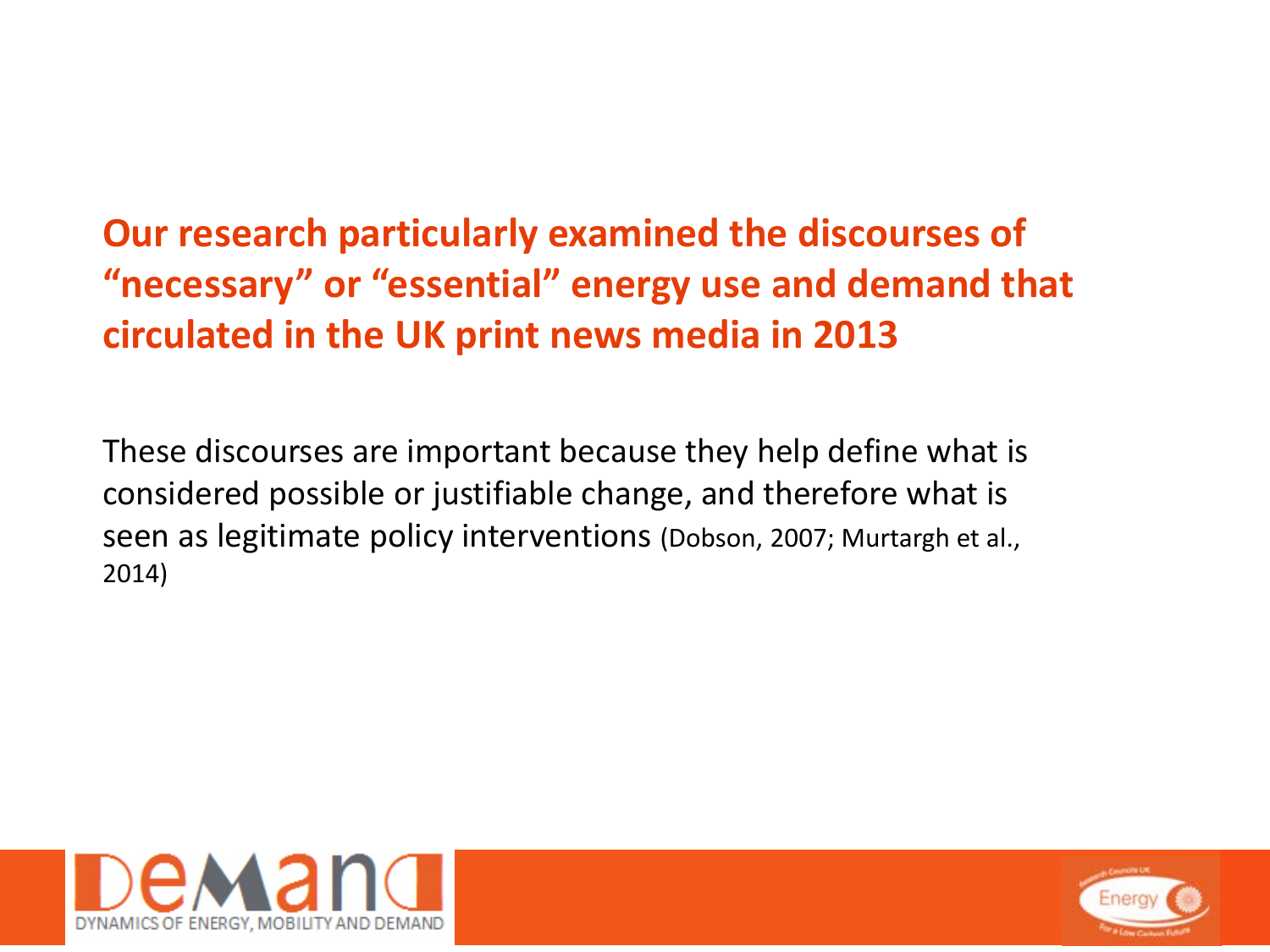## Our research particularly examined the discourses of "necessary" or "essential" energy use and demand that circulated in the UK print news media in 2013

These discourses are important because they help define what is considered possible or justifiable change, and therefore what is seen as legitimate policy interventions (Dobson, 2007; Murtargh et al., 2014)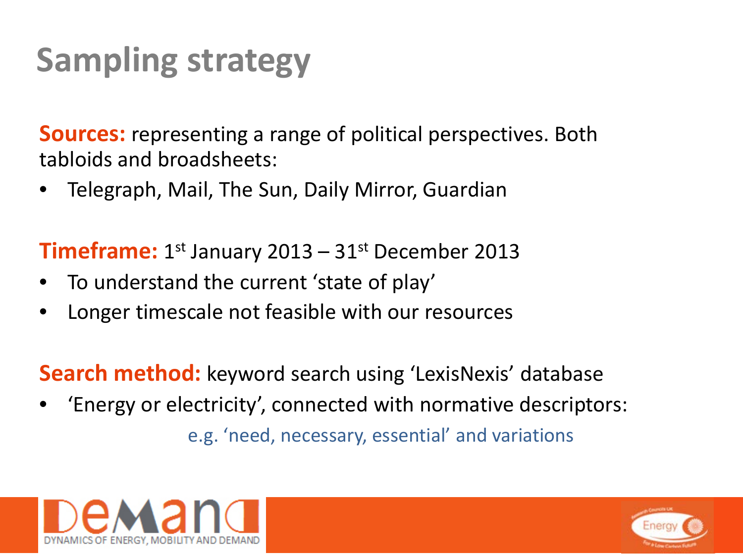# Sampling strategy

**Sources:** representing a range of political perspectives. Both tabloids and broadsheets:

- Telegraph, Mail, The Sun, Daily Mirror, Guardian

**Timeframe:** 1st January 2013 – 31st December 2013

- To understand the current 'state of play'
- Longer timescale not feasible with our resources

**Search method:** keyword search using 'LexisNexis' database

- 'Energy or electricity', connected with normative descriptors:

  e.g. 'need, necessary, essential' and variations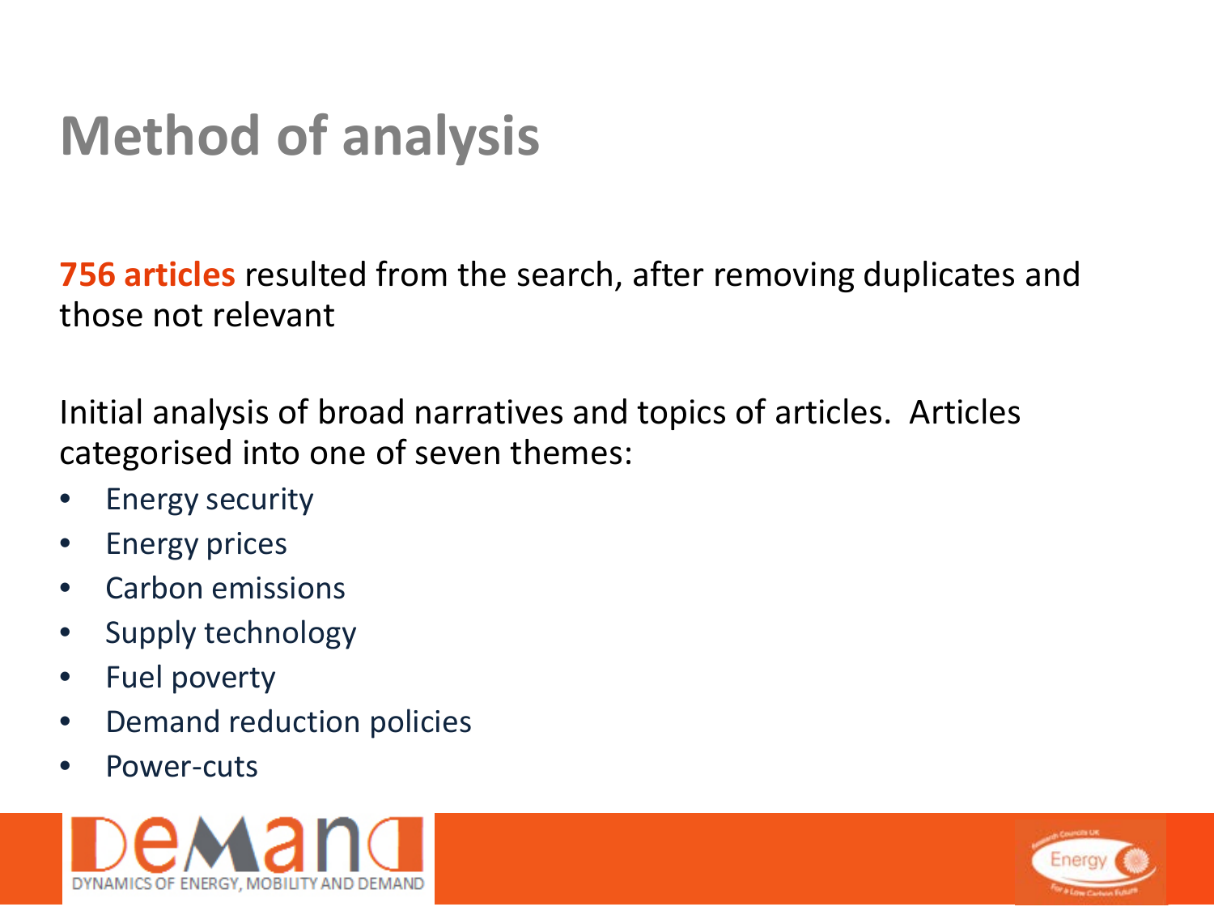# Method of analysis

**756 articles** resulted from the search, after removing duplicates and those not relevant

Initial analysis of broad narratives and topics of articles. Articles categorised into one of seven themes:

- Energy security
- Energy prices
- Carbon emissions
- Supply technology
- Fuel poverty
- Demand reduction policies
- Power-cuts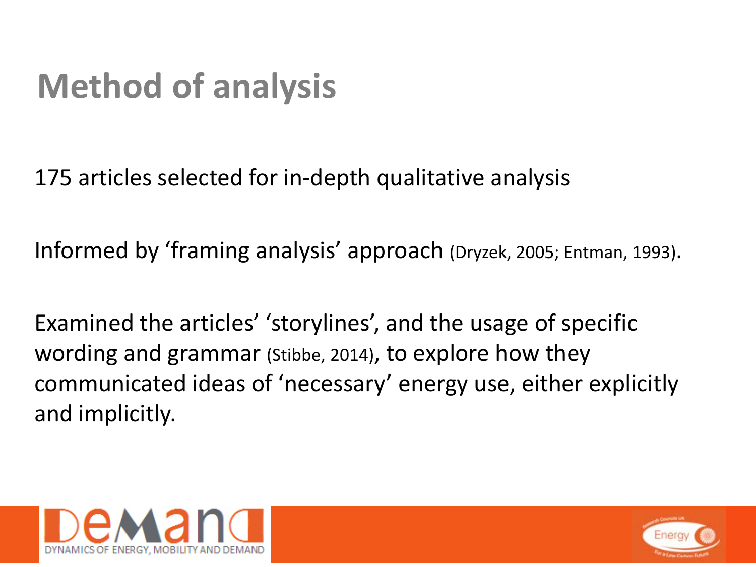# Method of analysis

175 articles selected for in-depth qualitative analysis

Informed by 'framing analysis' approach (Dryzek, 2005; Entman, 1993).

Examined the articles' 'storylines', and the usage of specific wording and grammar (Stibbe, 2014), to explore how they communicated ideas of 'necessary' energy use, either explicitly and implicitly.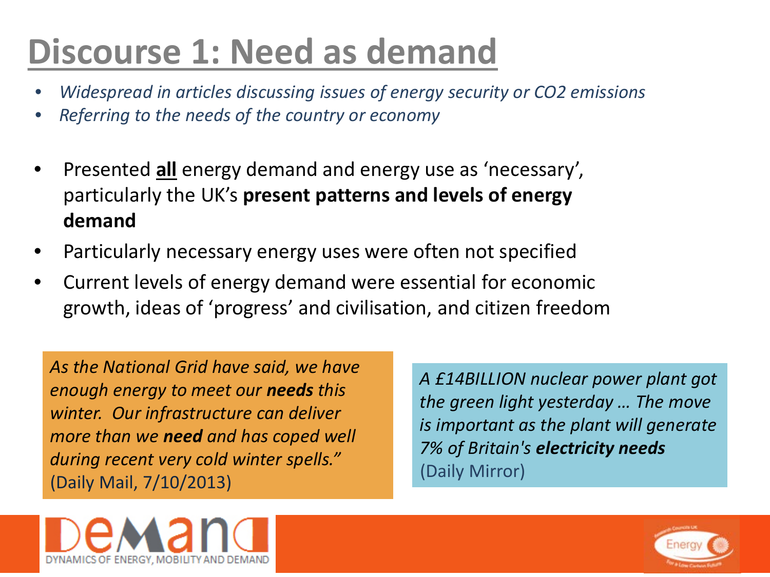# Discourse 1: Need as demand

- *Widespread in articles discussing issues of energy security or $CO_2$ emissions*
- *Referring to the needs of the country or economy*

- Presented **all** energy demand and energy use as 'necessary', particularly the UK's **present patterns and levels of energy demand**
- Particularly necessary energy uses were often not specified
- Current levels of energy demand were essential for economic growth, ideas of 'progress' and civilisation, and citizen freedom

*As the National Grid have said, we have enough energy to meet our **needs** this winter. Our infrastructure can deliver more than we **need** and has coped well during recent very cold winter spells."* (Daily Mail, 7/10/2013)

*A £14BILLION nuclear power plant got the green light yesterday … The move is important as the plant will generate 7% of Britain's **electricity needs*** (Daily Mirror)

DeMand
DYNAMICS OF ENERGY, MOBILITY AND DEMAND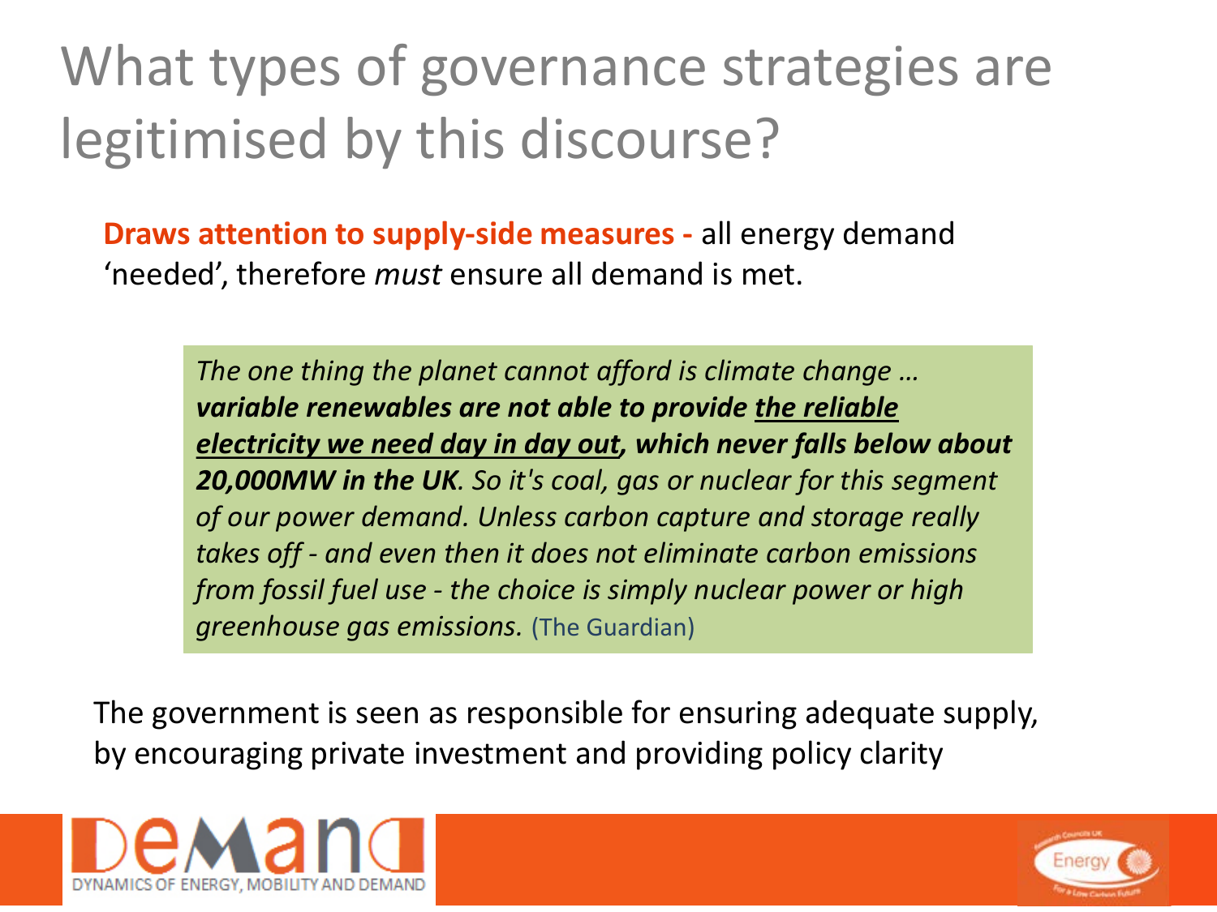# What types of governance strategies are legitimised by this discourse?

**Draws attention to supply-side measures -** all energy demand 'needed', therefore *must* ensure all demand is met.

> *The one thing the planet cannot afford is climate change … **variable renewables are not able to provide <u>the reliable electricity we need day in day out</u>, which never falls below about 20,000MW in the UK**. So it's coal, gas or nuclear for this segment of our power demand. Unless carbon capture and storage really takes off - and even then it does not eliminate carbon emissions from fossil fuel use - the choice is simply nuclear power or high greenhouse gas emissions.* (The Guardian)

The government is seen as responsible for ensuring adequate supply, by encouraging private investment and providing policy clarity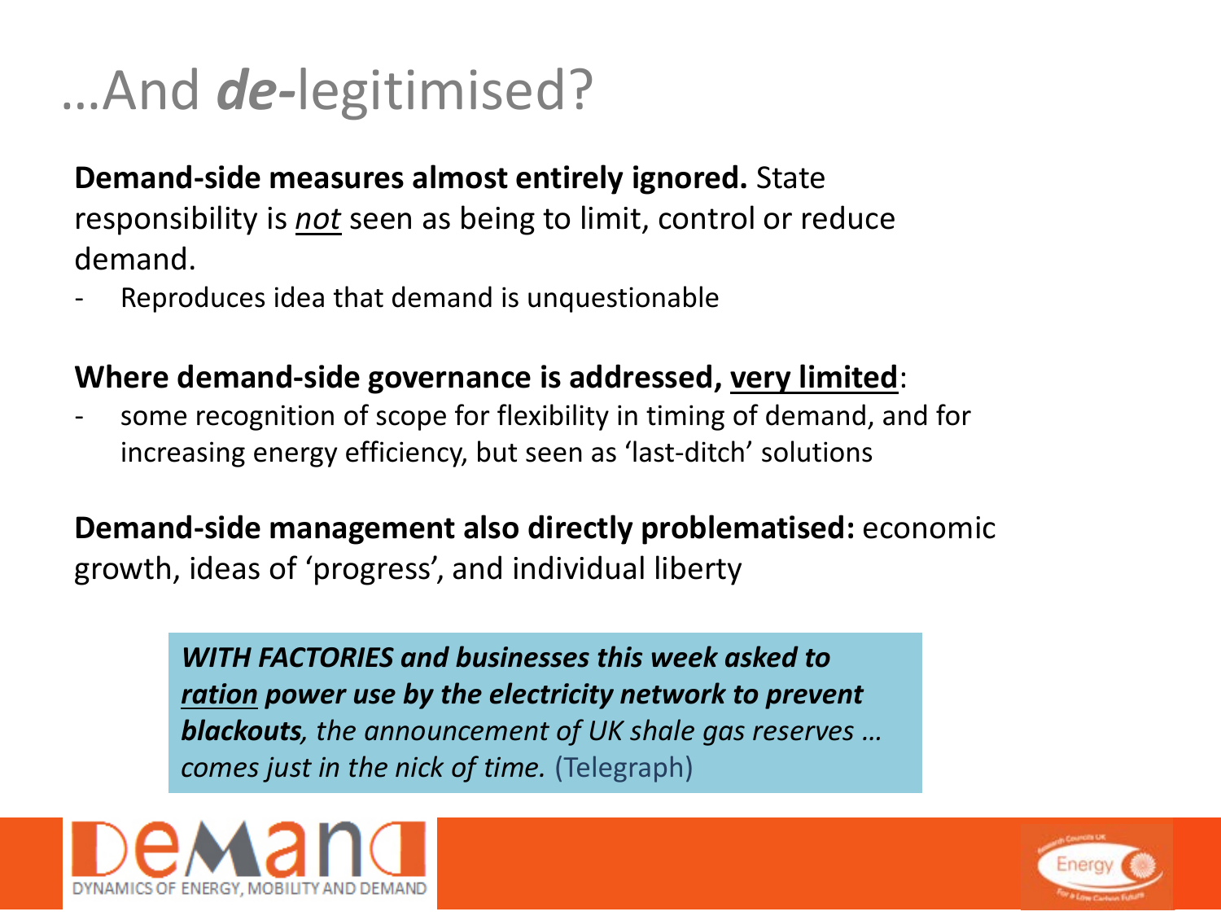# …And *de-*legitimised?

**Demand-side measures almost entirely ignored.** State responsibility is *not* seen as being to limit, control or reduce demand.

- Reproduces idea that demand is unquestionable

**Where demand-side governance is addressed, very limited**:

- some recognition of scope for flexibility in timing of demand, and for increasing energy efficiency, but seen as 'last-ditch' solutions

**Demand-side management also directly problematised:** economic growth, ideas of 'progress', and individual liberty

> ***WITH FACTORIES and businesses this week asked to ration power use by the electricity network to prevent blackouts****, the announcement of UK shale gas reserves … comes just in the nick of time.* (Telegraph)

DeMand

DYNAMICS OF ENERGY, MOBILITY AND DEMAND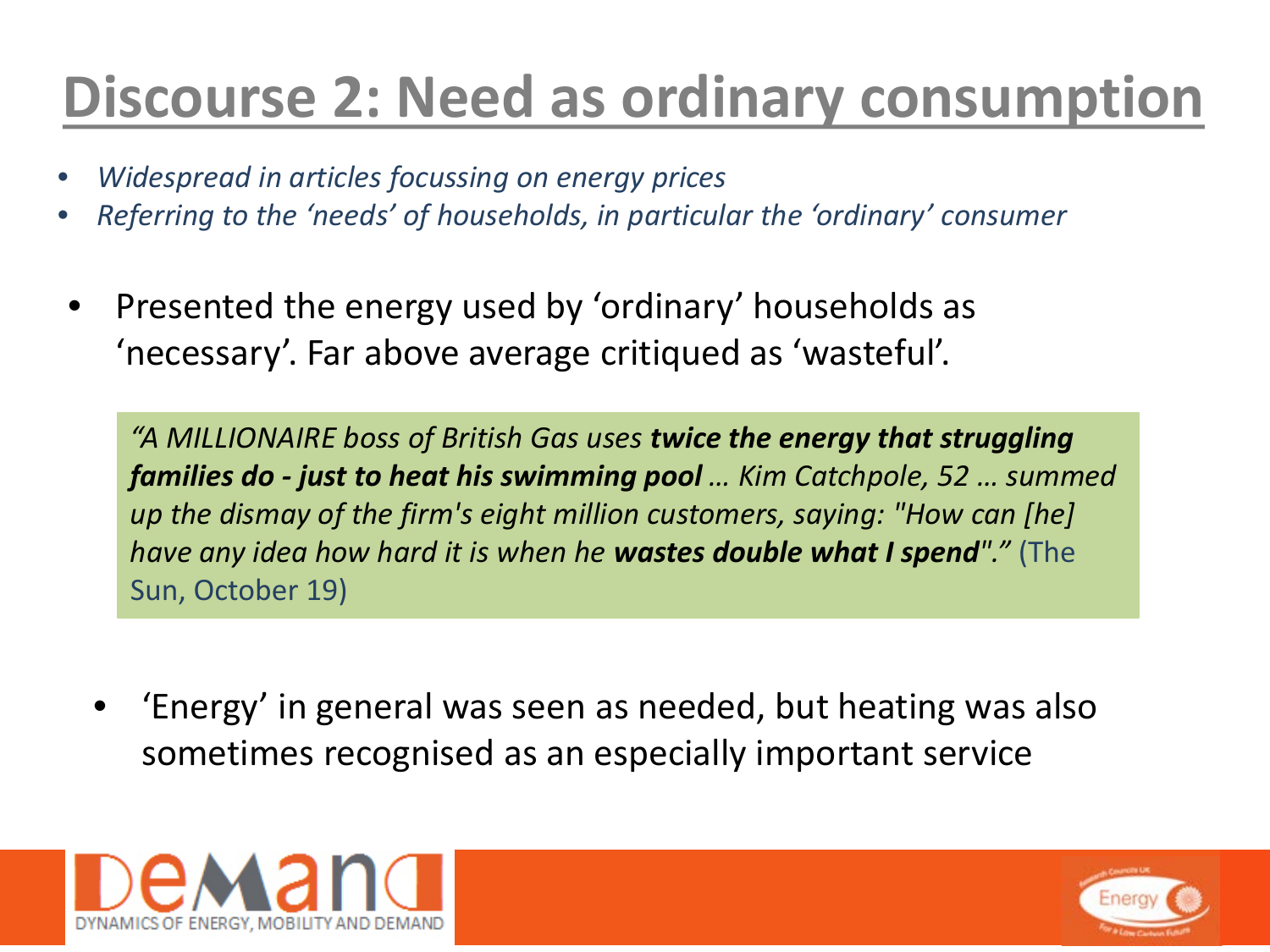# Discourse 2: Need as ordinary consumption

- *Widespread in articles focussing on energy prices*
- *Referring to the 'needs' of households, in particular the 'ordinary' consumer*

- Presented the energy used by 'ordinary' households as 'necessary'. Far above average critiqued as 'wasteful'.

> *"A MILLIONAIRE boss of British Gas uses* ***twice the energy that struggling families do - just to heat his swimming pool*** *… Kim Catchpole, 52 … summed up the dismay of the firm's eight million customers, saying: "How can [he] have any idea how hard it is when he* ***wastes double what I spend****"."* (The Sun, October 19)

- 'Energy' in general was seen as needed, but heating was also sometimes recognised as an especially important service

DeMand
DYNAMICS OF ENERGY, MOBILITY AND DEMAND

Research Councils UK Energy For a Low Carbon Future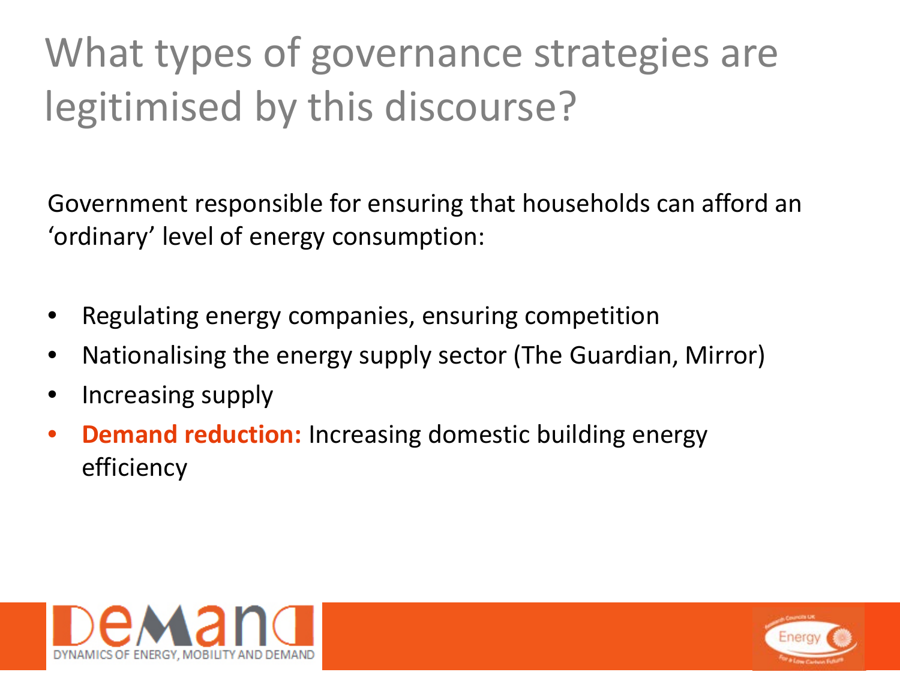# What types of governance strategies are legitimised by this discourse?

Government responsible for ensuring that households can afford an 'ordinary' level of energy consumption:

- Regulating energy companies, ensuring competition
- Nationalising the energy supply sector (The Guardian, Mirror)
- Increasing supply
- **Demand reduction:** Increasing domestic building energy efficiency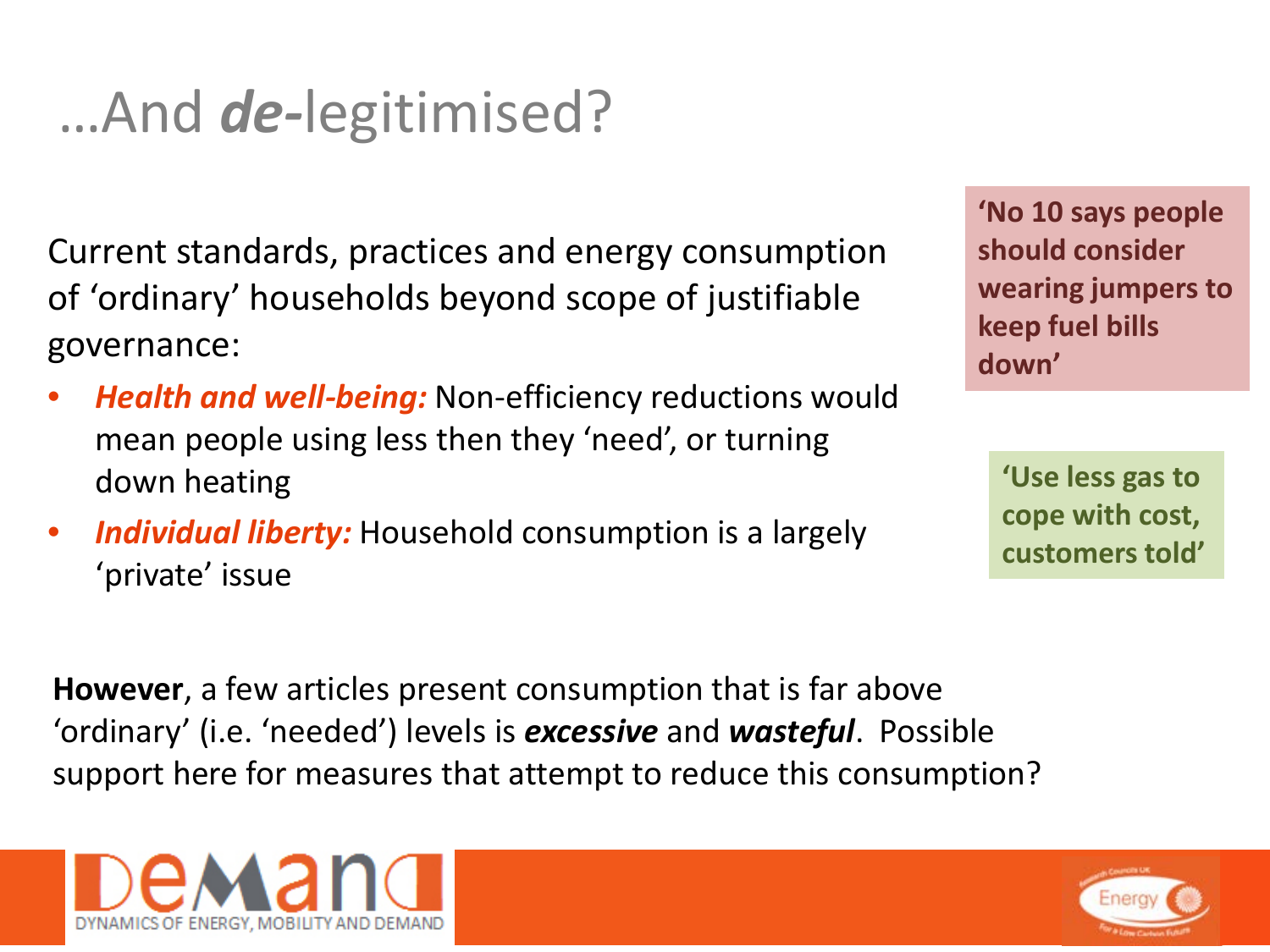# …And *de*-legitimised?

Current standards, practices and energy consumption of 'ordinary' households beyond scope of justifiable governance:

- ***Health and well-being:*** Non-efficiency reductions would mean people using less then they 'need', or turning down heating
- ***Individual liberty:*** Household consumption is a largely 'private' issue

**'No 10 says people should consider wearing jumpers to keep fuel bills down'**

**'Use less gas to cope with cost, customers told'**

**However**, a few articles present consumption that is far above 'ordinary' (i.e. 'needed') levels is ***excessive*** and ***wasteful***. Possible support here for measures that attempt to reduce this consumption?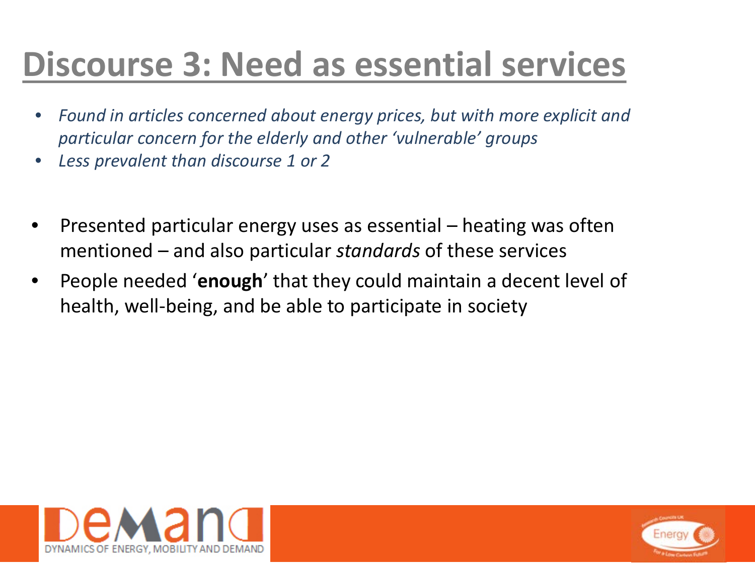# Discourse 3: Need as essential services

- *Found in articles concerned about energy prices, but with more explicit and particular concern for the elderly and other 'vulnerable' groups*
- *Less prevalent than discourse 1 or 2*

- Presented particular energy uses as essential – heating was often mentioned – and also particular *standards* of these services
- People needed '**enough**' that they could maintain a decent level of health, well-being, and be able to participate in society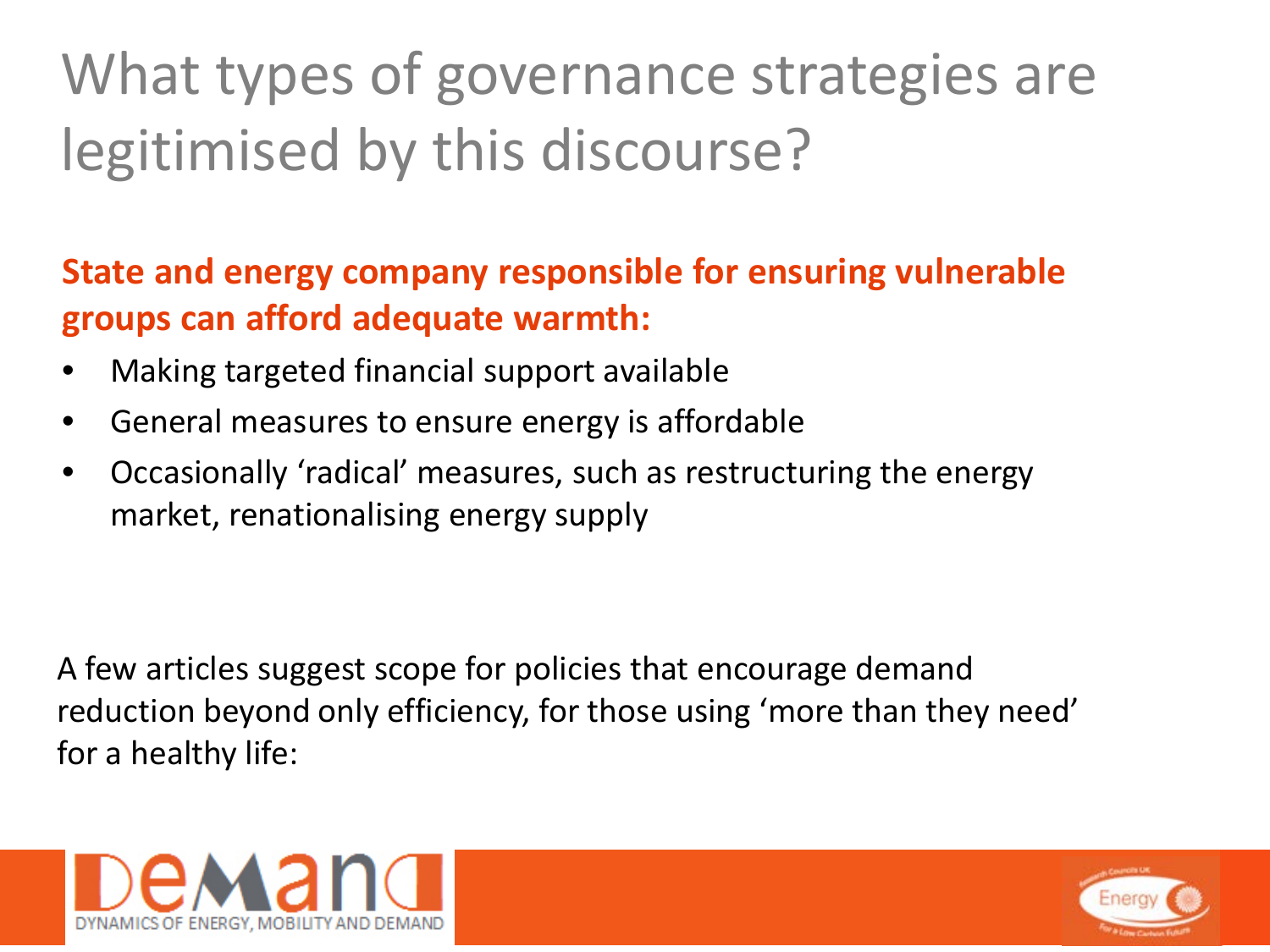# What types of governance strategies are legitimised by this discourse?

**State and energy company responsible for ensuring vulnerable groups can afford adequate warmth:**

- Making targeted financial support available
- General measures to ensure energy is affordable
- Occasionally 'radical' measures, such as restructuring the energy market, renationalising energy supply

A few articles suggest scope for policies that encourage demand reduction beyond only efficiency, for those using 'more than they need' for a healthy life: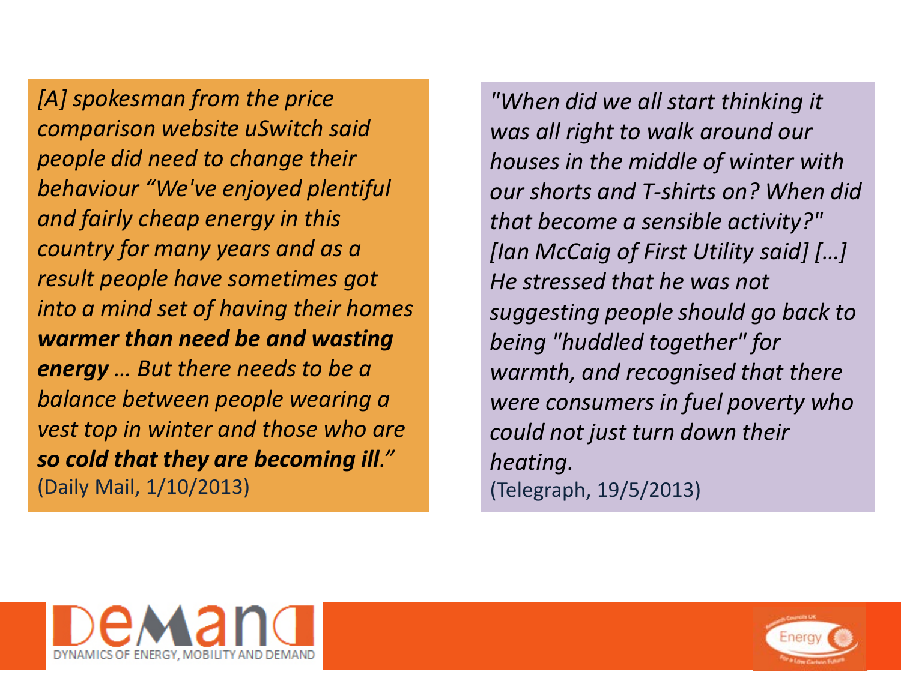*[A] spokesman from the price comparison website uSwitch said people did need to change their behaviour "We've enjoyed plentiful and fairly cheap energy in this country for many years and as a result people have sometimes got into a mind set of having their homes* ***warmer than need be and wasting energy*** *… But there needs to be a balance between people wearing a vest top in winter and those who are* ***so cold that they are becoming ill****."*
(Daily Mail, 1/10/2013)

*"When did we all start thinking it was all right to walk around our houses in the middle of winter with our shorts and T-shirts on? When did that become a sensible activity?" [Ian McCaig of First Utility said] […] He stressed that he was not suggesting people should go back to being "huddled together" for warmth, and recognised that there were consumers in fuel poverty who could not just turn down their heating.*
(Telegraph, 19/5/2013)

DEMAND
DYNAMICS OF ENERGY, MOBILITY AND DEMAND

Research Councils UK Energy
For a Low Carbon Future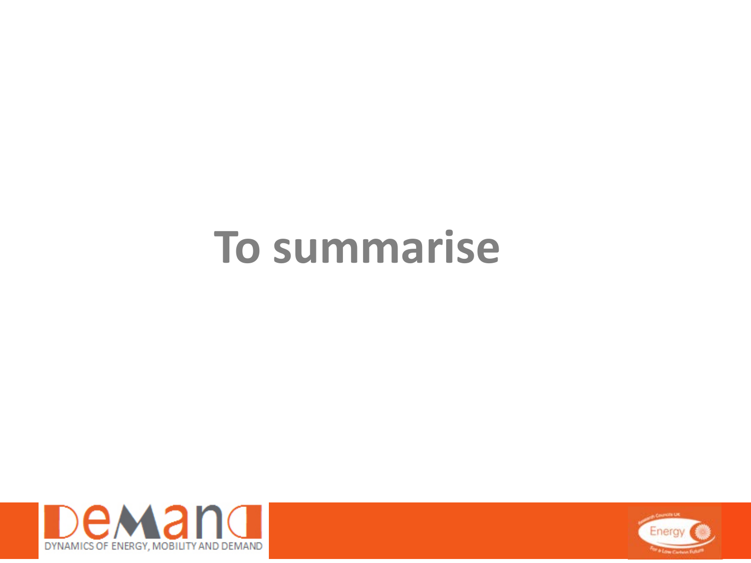# To summarise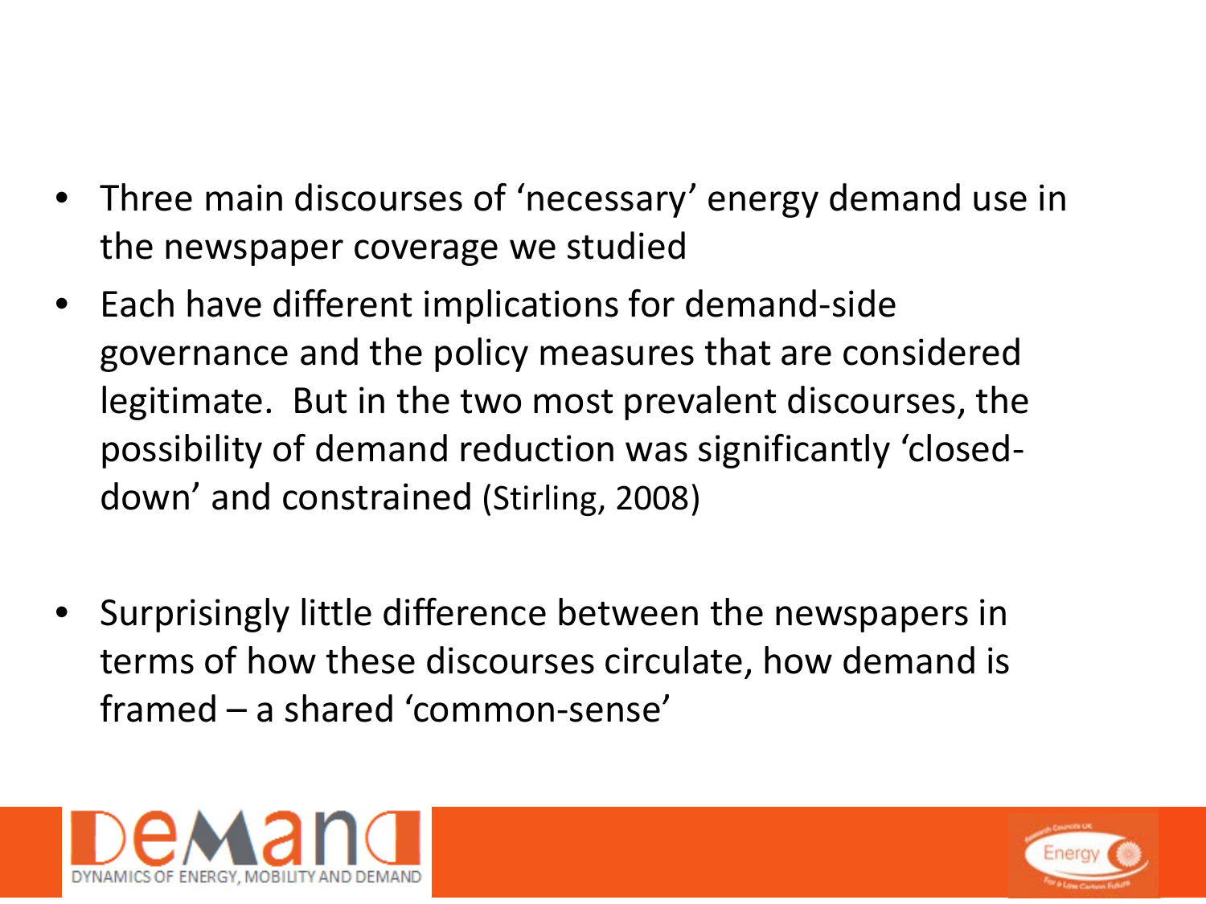- Three main discourses of 'necessary' energy demand use in the newspaper coverage we studied
- Each have different implications for demand-side governance and the policy measures that are considered legitimate. But in the two most prevalent discourses, the possibility of demand reduction was significantly 'closed-down' and constrained (Stirling, 2008)
- Surprisingly little difference between the newspapers in terms of how these discourses circulate, how demand is framed – a shared 'common-sense'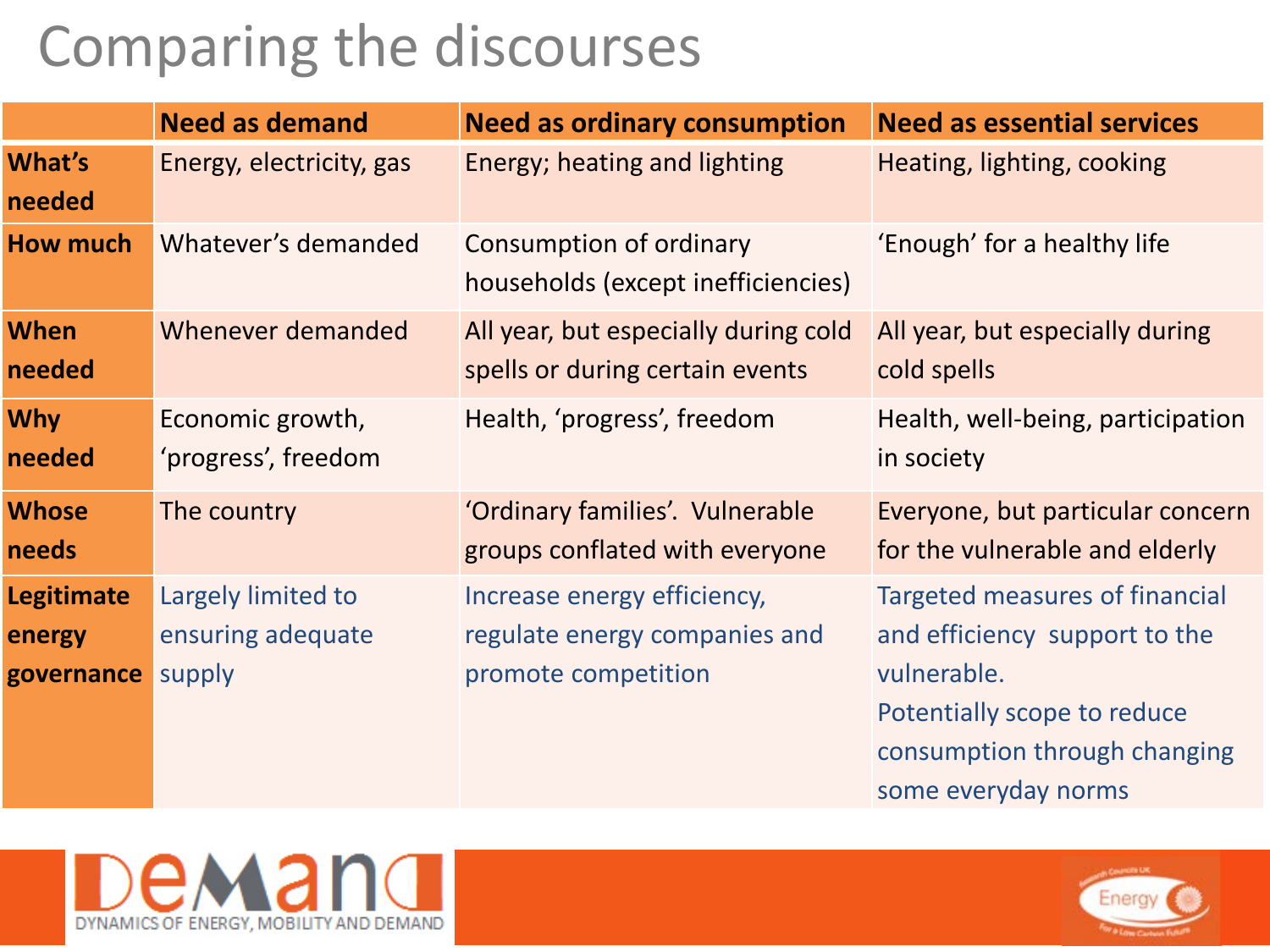# Comparing the discourses

| | Need as demand | Need as ordinary consumption | Need as essential services |
|---|---|---|---|
| **What's needed** | Energy, electricity, gas | Energy; heating and lighting | Heating, lighting, cooking |
| **How much** | Whatever's demanded | Consumption of ordinary households (except inefficiencies) | 'Enough' for a healthy life |
| **When needed** | Whenever demanded | All year, but especially during cold spells or during certain events | All year, but especially during cold spells |
| **Why needed** | Economic growth, 'progress', freedom | Health, 'progress', freedom | Health, well-being, participation in society |
| **Whose needs** | The country | 'Ordinary families'. Vulnerable groups conflated with everyone | Everyone, but particular concern for the vulnerable and elderly |
| **Legitimate energy governance** | Largely limited to ensuring adequate supply | Increase energy efficiency, regulate energy companies and promote competition | Targeted measures of financial and efficiency support to the vulnerable. Potentially scope to reduce consumption through changing some everyday norms |

DEMAND — DYNAMICS OF ENERGY, MOBILITY AND DEMAND

Research Councils UK Energy — For a Low Carbon Future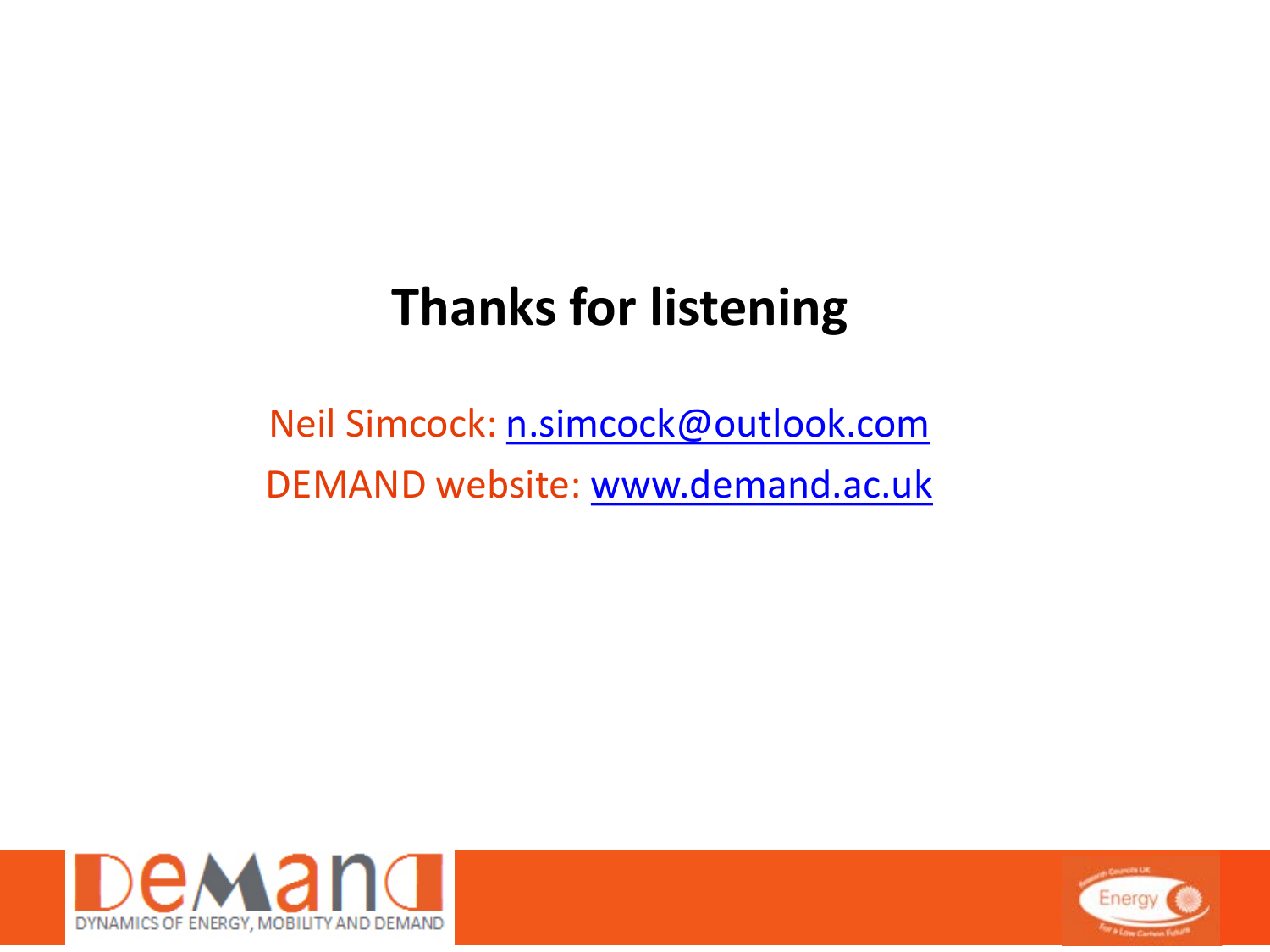# Thanks for listening

Neil Simcock: n.simcock@outlook.com

DEMAND website: www.demand.ac.uk